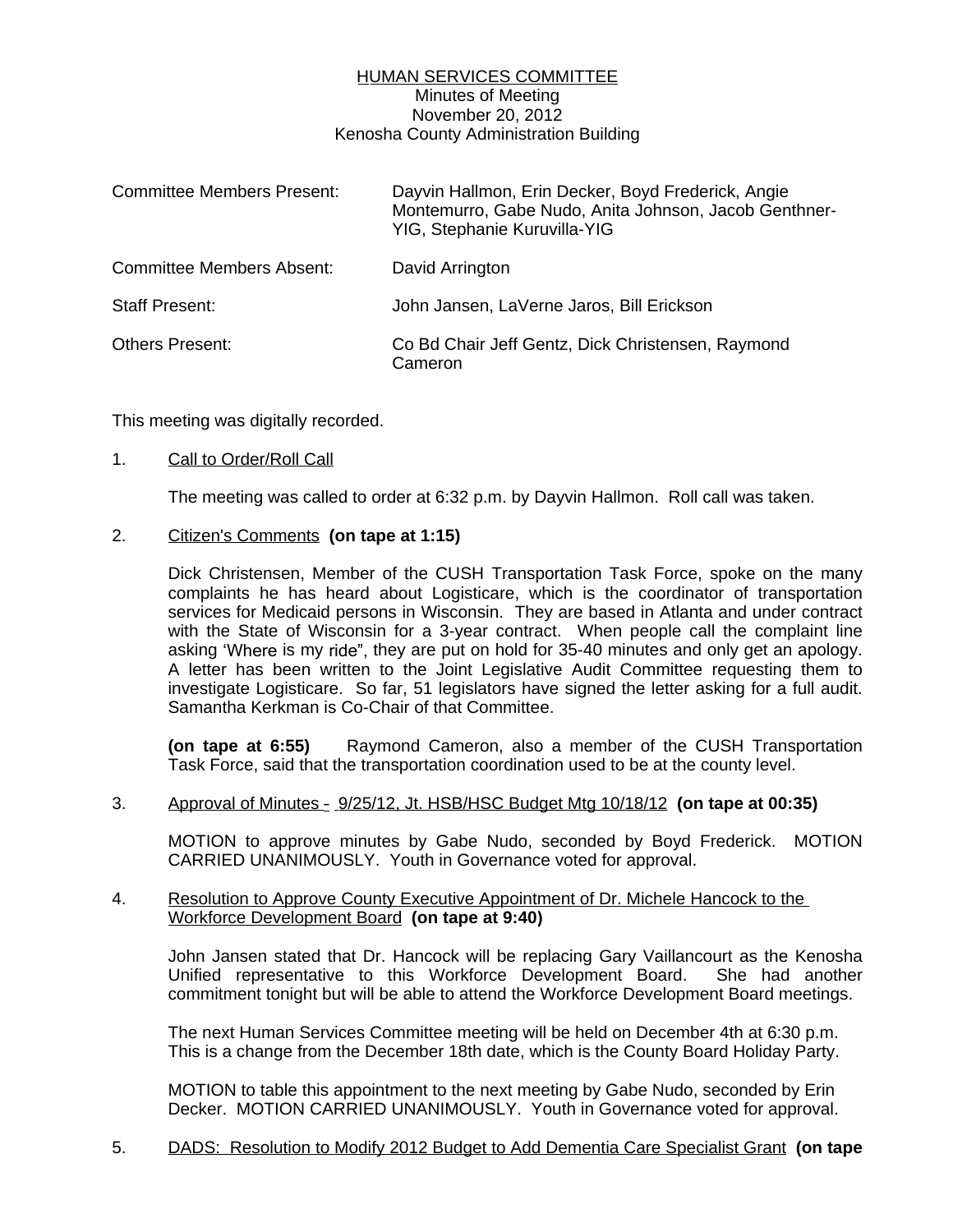<u>HUMAN SERVICES COMMITTEE</u>
Minutes of Meeting
November 20, 2012
Kenosha County Administration Building

| | |
|---|---|
| Committee Members Present: | Dayvin Hallmon, Erin Decker, Boyd Frederick, Angie Montemurro, Gabe Nudo, Anita Johnson, Jacob Genthner-YIG, Stephanie Kuruvilla-YIG |
| Committee Members Absent: | David Arrington |
| Staff Present: | John Jansen, LaVerne Jaros, Bill Erickson |
| Others Present: | Co Bd Chair Jeff Gentz, Dick Christensen, Raymond Cameron |

This meeting was digitally recorded.

1. <u>Call to Order/Roll Call</u>

   The meeting was called to order at 6:32 p.m. by Dayvin Hallmon. Roll call was taken.

2. <u>Citizen's Comments</u> **(on tape at 1:15)**

   Dick Christensen, Member of the CUSH Transportation Task Force, spoke on the many complaints he has heard about Logisticare, which is the coordinator of transportation services for Medicaid persons in Wisconsin. They are based in Atlanta and under contract with the State of Wisconsin for a 3-year contract. When people call the complaint line asking 'Where is my ride", they are put on hold for 35-40 minutes and only get an apology. A letter has been written to the Joint Legislative Audit Committee requesting them to investigate Logisticare. So far, 51 legislators have signed the letter asking for a full audit. Samantha Kerkman is Co-Chair of that Committee.

   **(on tape at 6:55)** Raymond Cameron, also a member of the CUSH Transportation Task Force, said that the transportation coordination used to be at the county level.

3. <u>Approval of Minutes - 9/25/12, Jt. HSB/HSC Budget Mtg 10/18/12</u> **(on tape at 00:35)**

   MOTION to approve minutes by Gabe Nudo, seconded by Boyd Frederick. MOTION CARRIED UNANIMOUSLY. Youth in Governance voted for approval.

4. <u>Resolution to Approve County Executive Appointment of Dr. Michele Hancock to the Workforce Development Board</u> **(on tape at 9:40)**

   John Jansen stated that Dr. Hancock will be replacing Gary Vaillancourt as the Kenosha Unified representative to this Workforce Development Board. She had another commitment tonight but will be able to attend the Workforce Development Board meetings.

   The next Human Services Committee meeting will be held on December 4th at 6:30 p.m. This is a change from the December 18th date, which is the County Board Holiday Party.

   MOTION to table this appointment to the next meeting by Gabe Nudo, seconded by Erin Decker. MOTION CARRIED UNANIMOUSLY. Youth in Governance voted for approval.

5. <u>DADS: Resolution to Modify 2012 Budget to Add Dementia Care Specialist Grant</u> **(on tape**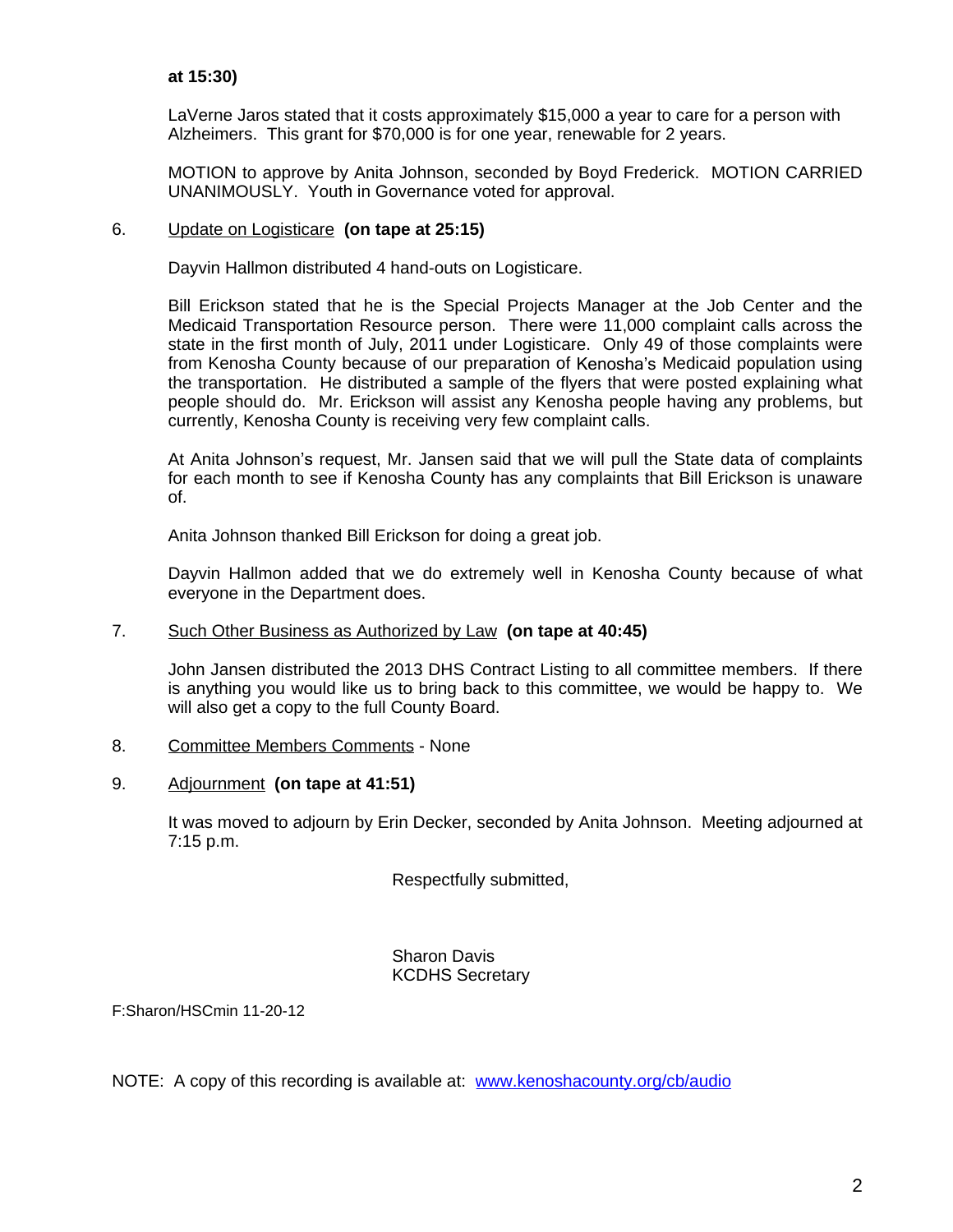**at 15:30)**

LaVerne Jaros stated that it costs approximately $15,000 a year to care for a person with Alzheimers. This grant for $70,000 is for one year, renewable for 2 years.

MOTION to approve by Anita Johnson, seconded by Boyd Frederick. MOTION CARRIED UNANIMOUSLY. Youth in Governance voted for approval.

6. Update on Logisticare **(on tape at 25:15)**

Dayvin Hallmon distributed 4 hand-outs on Logisticare.

Bill Erickson stated that he is the Special Projects Manager at the Job Center and the Medicaid Transportation Resource person. There were 11,000 complaint calls across the state in the first month of July, 2011 under Logisticare. Only 49 of those complaints were from Kenosha County because of our preparation of Kenosha's Medicaid population using the transportation. He distributed a sample of the flyers that were posted explaining what people should do. Mr. Erickson will assist any Kenosha people having any problems, but currently, Kenosha County is receiving very few complaint calls.

At Anita Johnson's request, Mr. Jansen said that we will pull the State data of complaints for each month to see if Kenosha County has any complaints that Bill Erickson is unaware of.

Anita Johnson thanked Bill Erickson for doing a great job.

Dayvin Hallmon added that we do extremely well in Kenosha County because of what everyone in the Department does.

7. Such Other Business as Authorized by Law **(on tape at 40:45)**

John Jansen distributed the 2013 DHS Contract Listing to all committee members. If there is anything you would like us to bring back to this committee, we would be happy to. We will also get a copy to the full County Board.

8. Committee Members Comments - None

9. Adjournment **(on tape at 41:51)**

It was moved to adjourn by Erin Decker, seconded by Anita Johnson. Meeting adjourned at 7:15 p.m.

Respectfully submitted,

Sharon Davis
KCDHS Secretary

F:Sharon/HSCmin 11-20-12

NOTE: A copy of this recording is available at: www.kenoshacounty.org/cb/audio